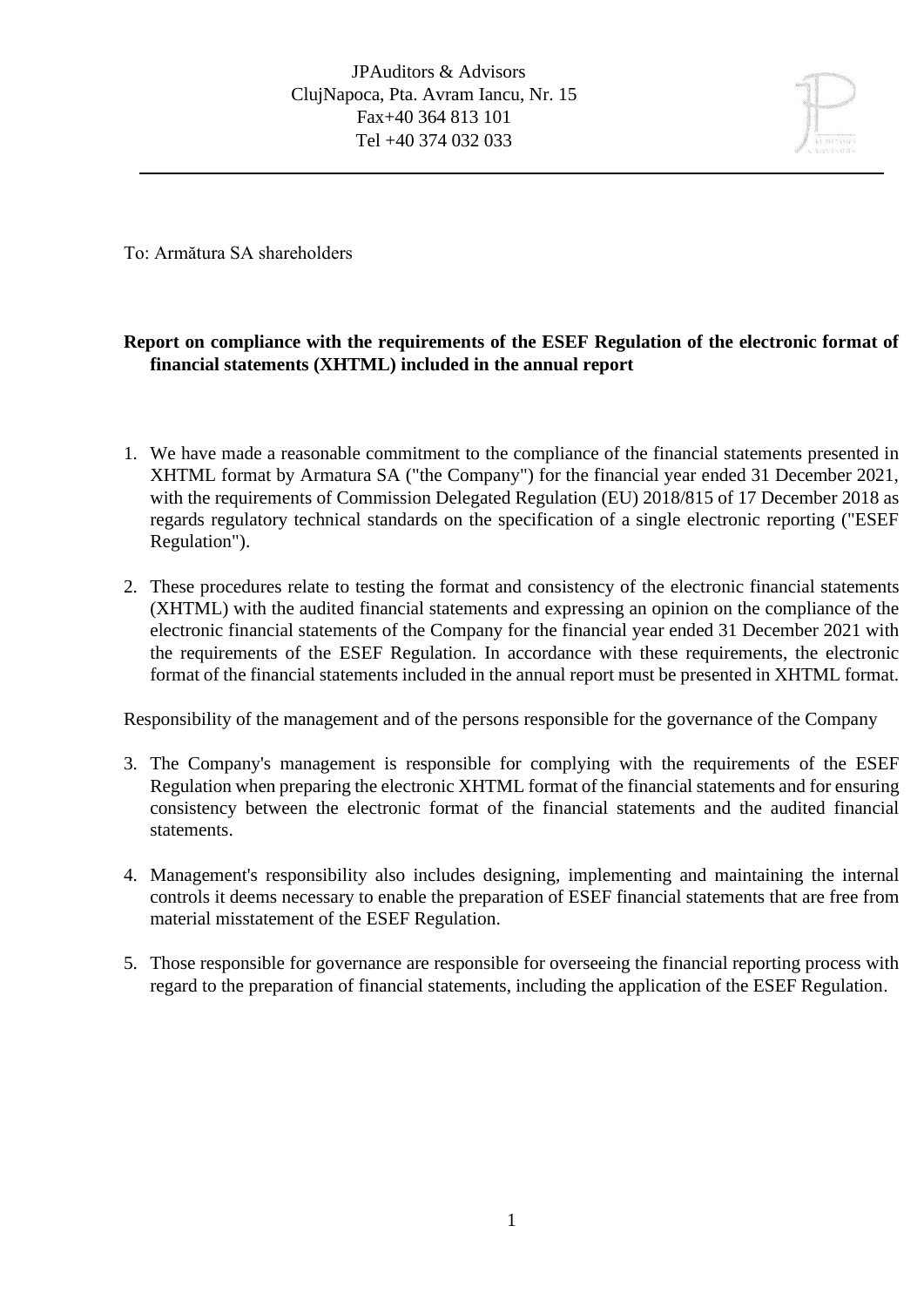JPAuditors & Advisors
ClujNapoca, Pta. Avram Iancu, Nr. 15
Fax+40 364 813 101
Tel +40 374 032 033

To: Armătura SA shareholders

**Report on compliance with the requirements of the ESEF Regulation of the electronic format of financial statements (XHTML) included in the annual report**

1. We have made a reasonable commitment to the compliance of the financial statements presented in XHTML format by Armatura SA ("the Company") for the financial year ended 31 December 2021, with the requirements of Commission Delegated Regulation (EU) 2018/815 of 17 December 2018 as regards regulatory technical standards on the specification of a single electronic reporting ("ESEF Regulation").

2. These procedures relate to testing the format and consistency of the electronic financial statements (XHTML) with the audited financial statements and expressing an opinion on the compliance of the electronic financial statements of the Company for the financial year ended 31 December 2021 with the requirements of the ESEF Regulation. In accordance with these requirements, the electronic format of the financial statements included in the annual report must be presented in XHTML format.

Responsibility of the management and of the persons responsible for the governance of the Company

3. The Company's management is responsible for complying with the requirements of the ESEF Regulation when preparing the electronic XHTML format of the financial statements and for ensuring consistency between the electronic format of the financial statements and the audited financial statements.

4. Management's responsibility also includes designing, implementing and maintaining the internal controls it deems necessary to enable the preparation of ESEF financial statements that are free from material misstatement of the ESEF Regulation.

5. Those responsible for governance are responsible for overseeing the financial reporting process with regard to the preparation of financial statements, including the application of the ESEF Regulation.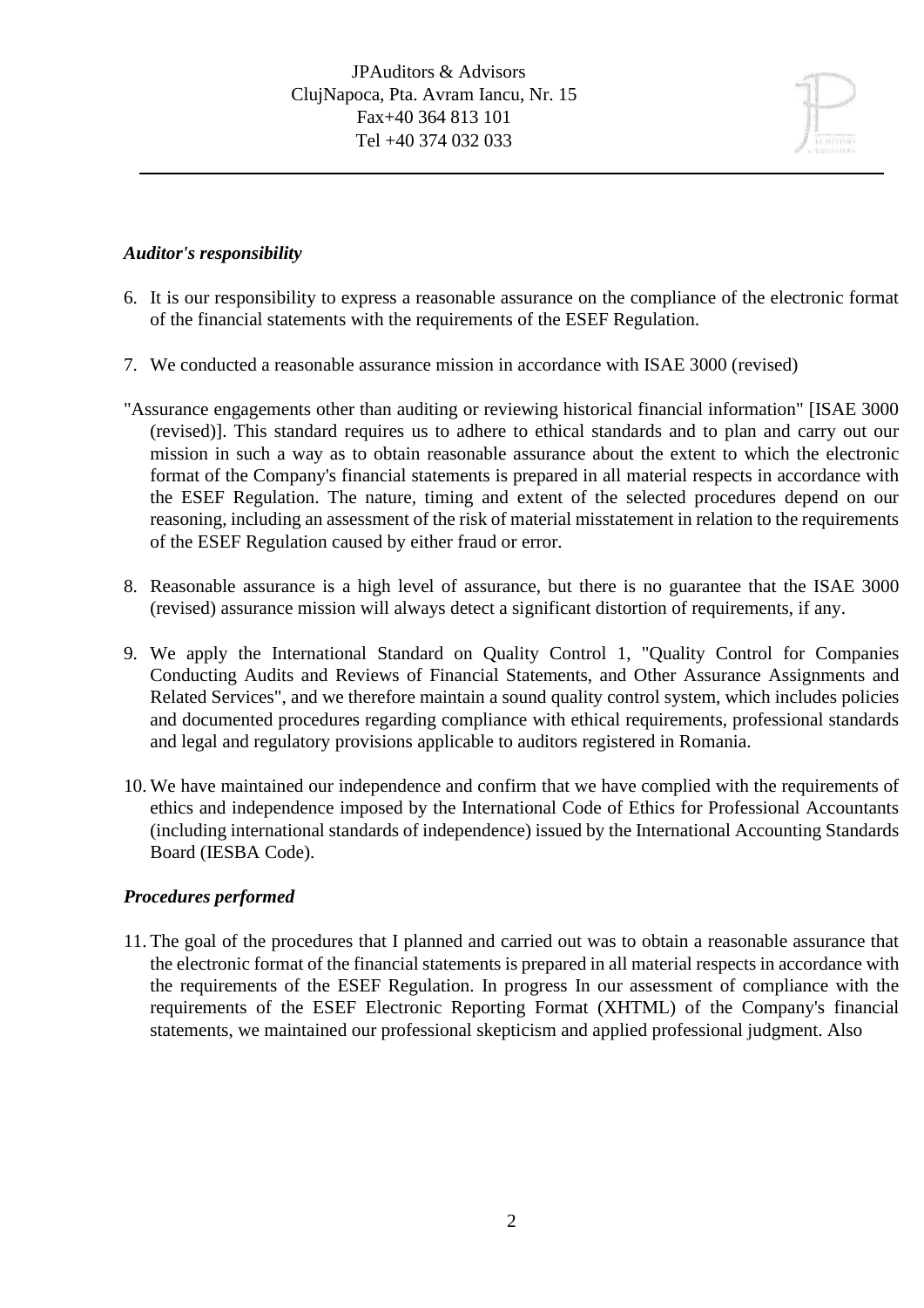JPAuditors & Advisors
ClujNapoca, Pta. Avram Iancu, Nr. 15
Fax+40 364 813 101
Tel +40 374 032 033

***Auditor's responsibility***

6. It is our responsibility to express a reasonable assurance on the compliance of the electronic format of the financial statements with the requirements of the ESEF Regulation.

7. We conducted a reasonable assurance mission in accordance with ISAE 3000 (revised)

"Assurance engagements other than auditing or reviewing historical financial information" [ISAE 3000 (revised)]. This standard requires us to adhere to ethical standards and to plan and carry out our mission in such a way as to obtain reasonable assurance about the extent to which the electronic format of the Company's financial statements is prepared in all material respects in accordance with the ESEF Regulation. The nature, timing and extent of the selected procedures depend on our reasoning, including an assessment of the risk of material misstatement in relation to the requirements of the ESEF Regulation caused by either fraud or error.

8. Reasonable assurance is a high level of assurance, but there is no guarantee that the ISAE 3000 (revised) assurance mission will always detect a significant distortion of requirements, if any.

9. We apply the International Standard on Quality Control 1, "Quality Control for Companies Conducting Audits and Reviews of Financial Statements, and Other Assurance Assignments and Related Services", and we therefore maintain a sound quality control system, which includes policies and documented procedures regarding compliance with ethical requirements, professional standards and legal and regulatory provisions applicable to auditors registered in Romania.

10. We have maintained our independence and confirm that we have complied with the requirements of ethics and independence imposed by the International Code of Ethics for Professional Accountants (including international standards of independence) issued by the International Accounting Standards Board (IESBA Code).

***Procedures performed***

11. The goal of the procedures that I planned and carried out was to obtain a reasonable assurance that the electronic format of the financial statements is prepared in all material respects in accordance with the requirements of the ESEF Regulation. In progress In our assessment of compliance with the requirements of the ESEF Electronic Reporting Format (XHTML) of the Company's financial statements, we maintained our professional skepticism and applied professional judgment. Also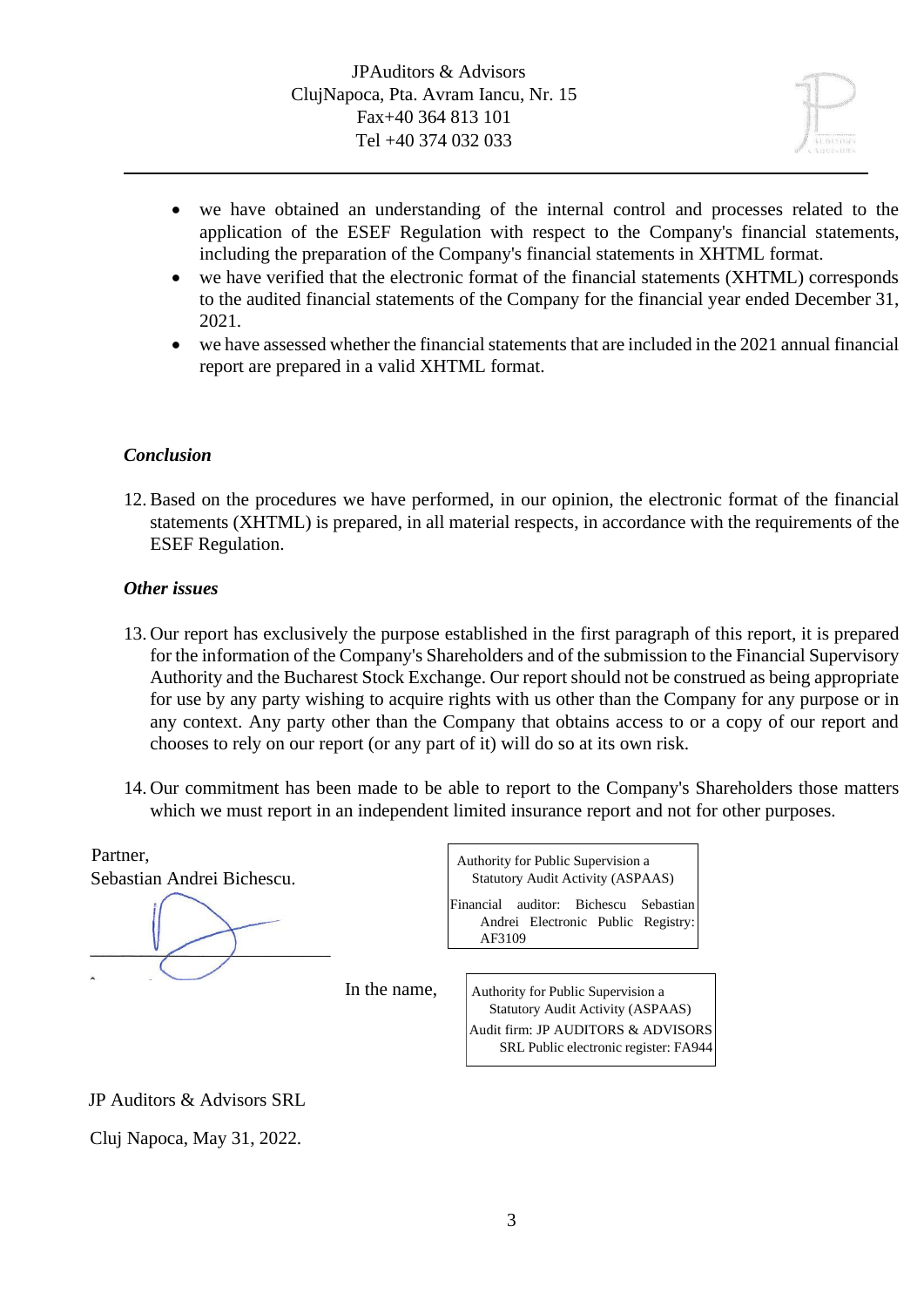- we have obtained an understanding of the internal control and processes related to the application of the ESEF Regulation with respect to the Company's financial statements, including the preparation of the Company's financial statements in XHTML format.
- we have verified that the electronic format of the financial statements (XHTML) corresponds to the audited financial statements of the Company for the financial year ended December 31, 2021.
- we have assessed whether the financial statements that are included in the 2021 annual financial report are prepared in a valid XHTML format.

***Conclusion***

12. Based on the procedures we have performed, in our opinion, the electronic format of the financial statements (XHTML) is prepared, in all material respects, in accordance with the requirements of the ESEF Regulation.

***Other issues***

13. Our report has exclusively the purpose established in the first paragraph of this report, it is prepared for the information of the Company's Shareholders and of the submission to the Financial Supervisory Authority and the Bucharest Stock Exchange. Our report should not be construed as being appropriate for use by any party wishing to acquire rights with us other than the Company for any purpose or in any context. Any party other than the Company that obtains access to or a copy of our report and chooses to rely on our report (or any part of it) will do so at its own risk.

14. Our commitment has been made to be able to report to the Company's Shareholders those matters which we must report in an independent limited insurance report and not for other purposes.

Partner,
Sebastian Andrei Bichescu.

Authority for Public Supervision a Statutory Audit Activity (ASPAAS)
Financial auditor: Bichescu Sebastian Andrei Electronic Public Registry: AF3109

In the name,

Authority for Public Supervision a Statutory Audit Activity (ASPAAS)
Audit firm: JP AUDITORS & ADVISORS SRL Public electronic register: FA944

JP Auditors & Advisors SRL

Cluj Napoca, May 31, 2022.